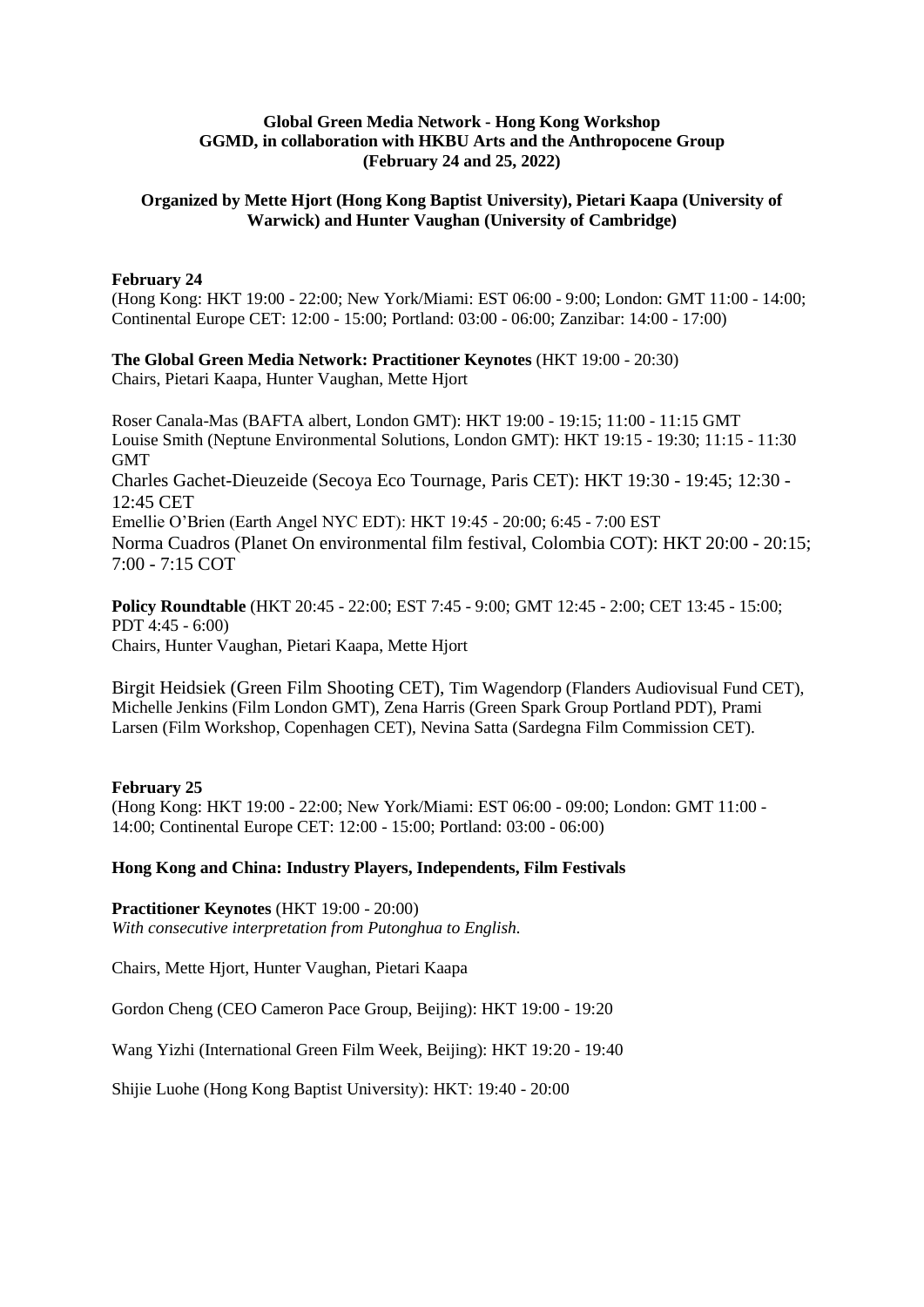**Global Green Media Network - Hong Kong Workshop**
**GGMD, in collaboration with HKBU Arts and the Anthropocene Group**
**(February 24 and 25, 2022)**

**Organized by Mette Hjort (Hong Kong Baptist University), Pietari Kaapa (University of Warwick) and Hunter Vaughan (University of Cambridge)**

**February 24**
(Hong Kong: HKT 19:00 - 22:00; New York/Miami: EST 06:00 - 9:00; London: GMT 11:00 - 14:00; Continental Europe CET: 12:00 - 15:00; Portland: 03:00 - 06:00; Zanzibar: 14:00 - 17:00)

**The Global Green Media Network: Practitioner Keynotes** (HKT 19:00 - 20:30)
Chairs, Pietari Kaapa, Hunter Vaughan, Mette Hjort

Roser Canala-Mas (BAFTA albert, London GMT): HKT 19:00 - 19:15; 11:00 - 11:15 GMT
Louise Smith (Neptune Environmental Solutions, London GMT): HKT 19:15 - 19:30; 11:15 - 11:30 GMT
Charles Gachet-Dieuzeide (Secoya Eco Tournage, Paris CET): HKT 19:30 - 19:45; 12:30 - 12:45 CET
Emellie O'Brien (Earth Angel NYC EDT): HKT 19:45 - 20:00; 6:45 - 7:00 EST
Norma Cuadros (Planet On environmental film festival, Colombia COT): HKT 20:00 - 20:15; 7:00 - 7:15 COT

**Policy Roundtable** (HKT 20:45 - 22:00; EST 7:45 - 9:00; GMT 12:45 - 2:00; CET 13:45 - 15:00; PDT 4:45 - 6:00)
Chairs, Hunter Vaughan, Pietari Kaapa, Mette Hjort

Birgit Heidsiek (Green Film Shooting CET), Tim Wagendorp (Flanders Audiovisual Fund CET), Michelle Jenkins (Film London GMT), Zena Harris (Green Spark Group Portland PDT), Prami Larsen (Film Workshop, Copenhagen CET), Nevina Satta (Sardegna Film Commission CET).

**February 25**
(Hong Kong: HKT 19:00 - 22:00; New York/Miami: EST 06:00 - 09:00; London: GMT 11:00 - 14:00; Continental Europe CET: 12:00 - 15:00; Portland: 03:00 - 06:00)

**Hong Kong and China: Industry Players, Independents, Film Festivals**

**Practitioner Keynotes** (HKT 19:00 - 20:00)
*With consecutive interpretation from Putonghua to English.*

Chairs, Mette Hjort, Hunter Vaughan, Pietari Kaapa

Gordon Cheng (CEO Cameron Pace Group, Beijing): HKT 19:00 - 19:20

Wang Yizhi (International Green Film Week, Beijing): HKT 19:20 - 19:40

Shijie Luohe (Hong Kong Baptist University): HKT: 19:40 - 20:00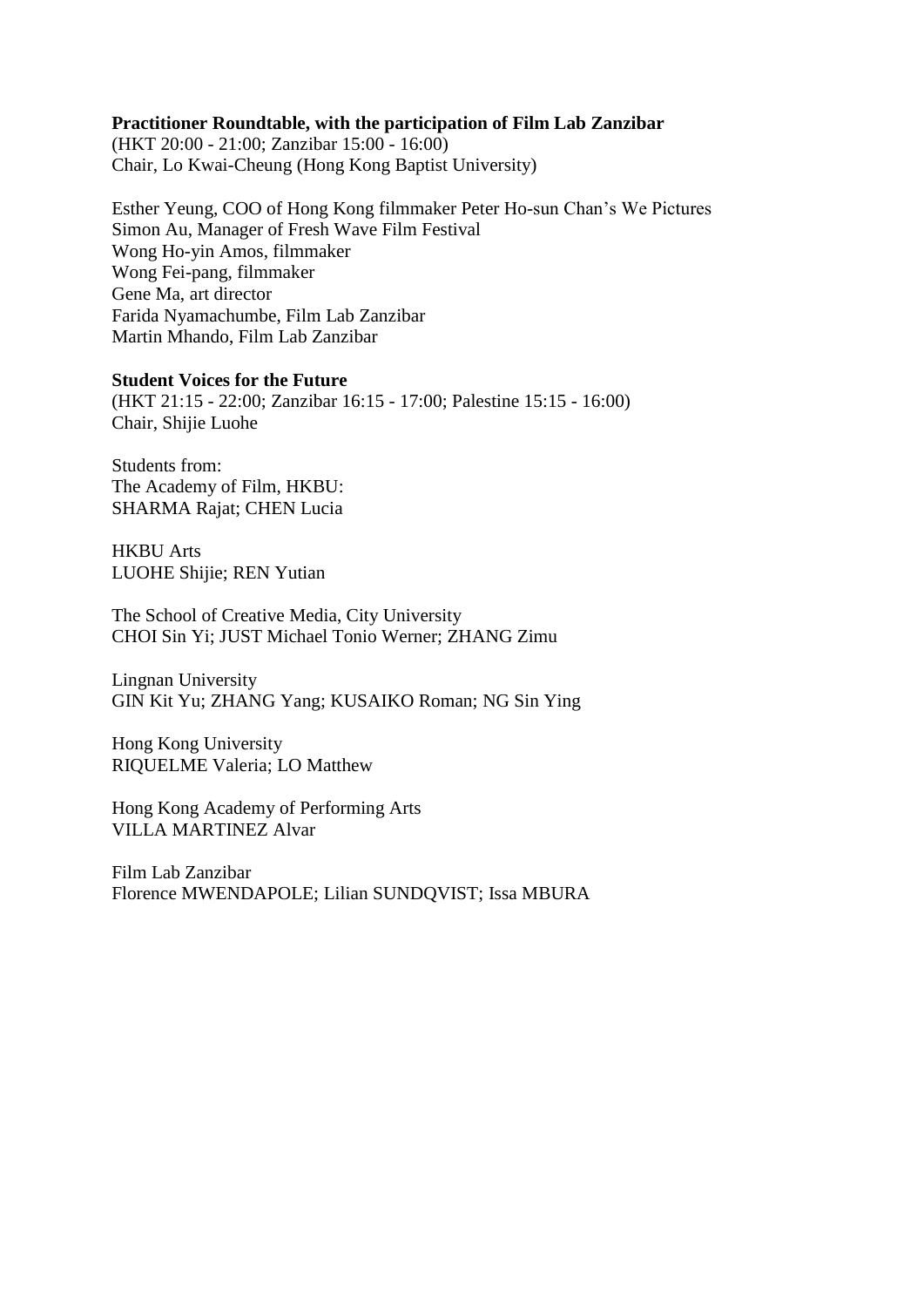**Practitioner Roundtable, with the participation of Film Lab Zanzibar**
(HKT 20:00 - 21:00; Zanzibar 15:00 - 16:00)
Chair, Lo Kwai-Cheung (Hong Kong Baptist University)

Esther Yeung, COO of Hong Kong filmmaker Peter Ho-sun Chan's We Pictures
Simon Au, Manager of Fresh Wave Film Festival
Wong Ho-yin Amos, filmmaker
Wong Fei-pang, filmmaker
Gene Ma, art director
Farida Nyamachumbe, Film Lab Zanzibar
Martin Mhando, Film Lab Zanzibar

**Student Voices for the Future**
(HKT 21:15 - 22:00; Zanzibar 16:15 - 17:00; Palestine 15:15 - 16:00)
Chair, Shijie Luohe

Students from:
The Academy of Film, HKBU:
SHARMA Rajat; CHEN Lucia

HKBU Arts
LUOHE Shijie; REN Yutian

The School of Creative Media, City University
CHOI Sin Yi; JUST Michael Tonio Werner; ZHANG Zimu

Lingnan University
GIN Kit Yu; ZHANG Yang; KUSAIKO Roman; NG Sin Ying

Hong Kong University
RIQUELME Valeria; LO Matthew

Hong Kong Academy of Performing Arts
VILLA MARTINEZ Alvar

Film Lab Zanzibar
Florence MWENDAPOLE; Lilian SUNDQVIST; Issa MBURA